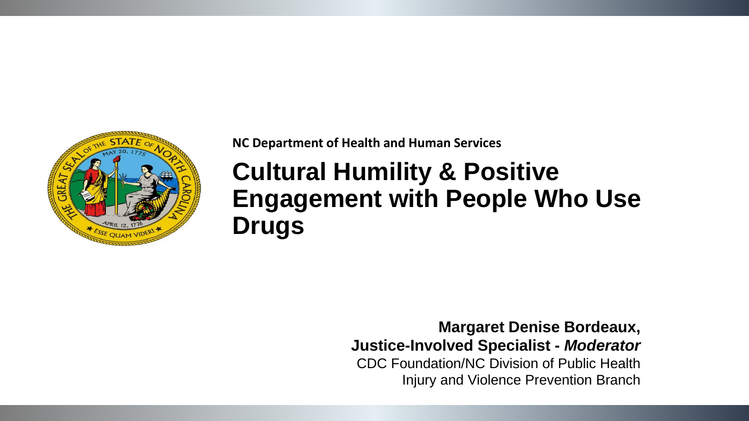**NC Department of Health and Human Services**

# Cultural Humility & Positive Engagement with People Who Use Drugs

**Margaret Denise Bordeaux,**
**Justice-Involved Specialist - *Moderator***
CDC Foundation/NC Division of Public Health
Injury and Violence Prevention Branch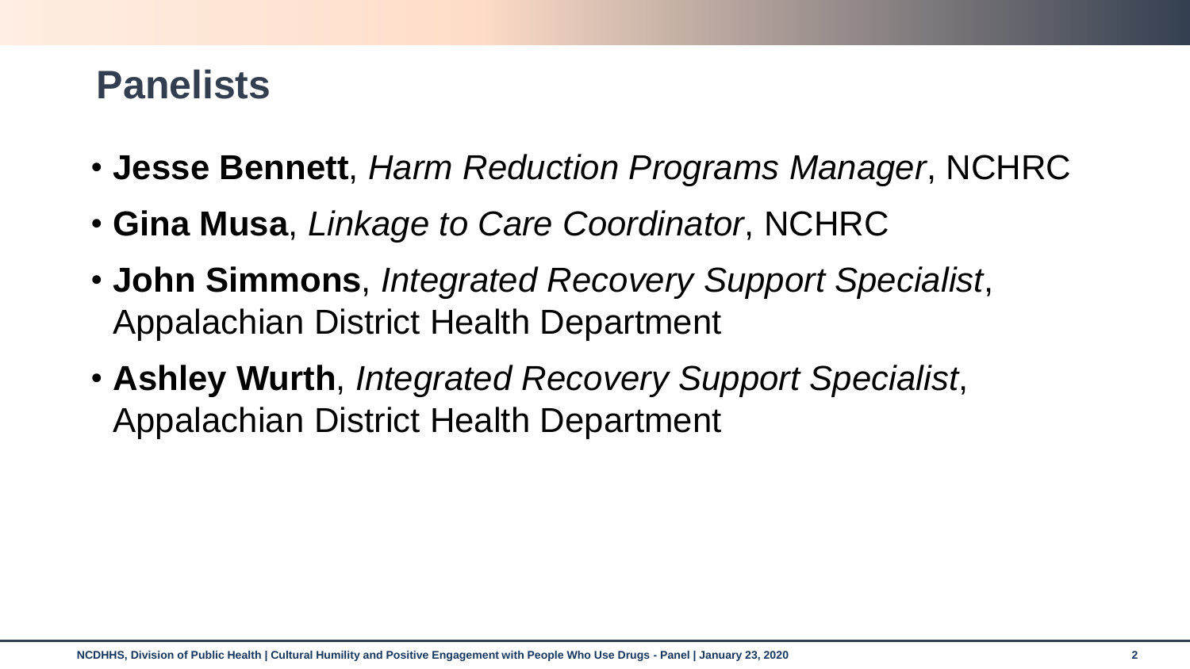## Panelists

- **Jesse Bennett**, *Harm Reduction Programs Manager*, NCHRC
- **Gina Musa**, *Linkage to Care Coordinator*, NCHRC
- **John Simmons**, *Integrated Recovery Support Specialist*, Appalachian District Health Department
- **Ashley Wurth**, *Integrated Recovery Support Specialist*, Appalachian District Health Department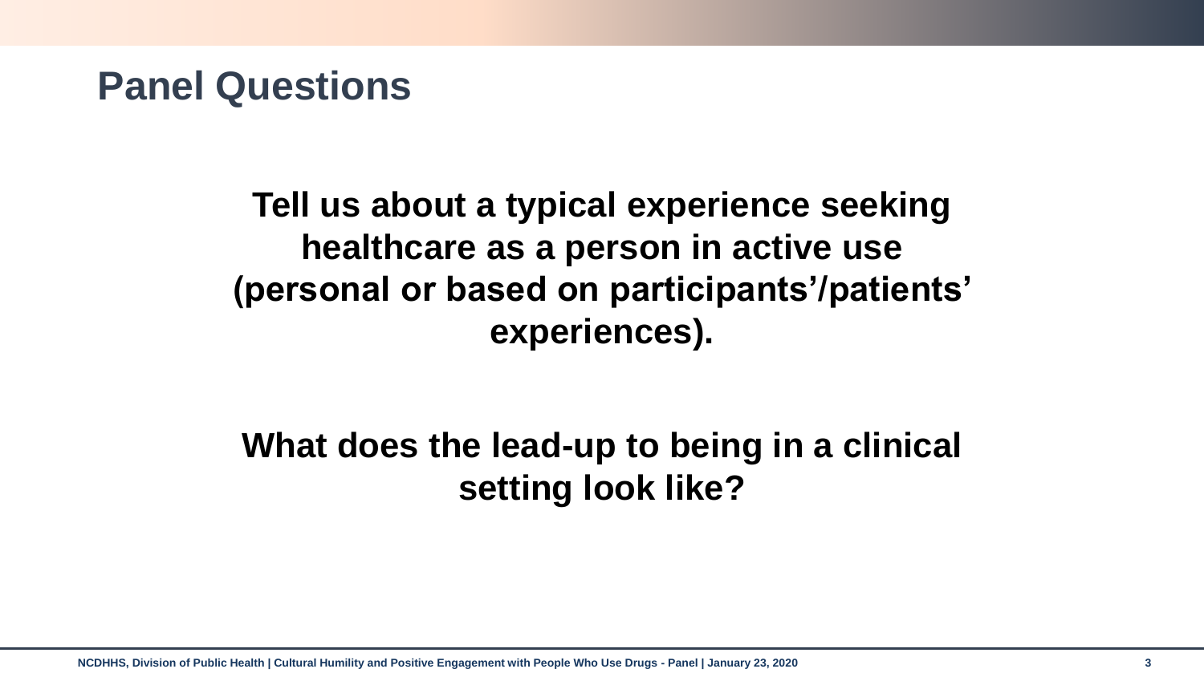# Panel Questions

**Tell us about a typical experience seeking healthcare as a person in active use (personal or based on participants'/patients' experiences).**

**What does the lead-up to being in a clinical setting look like?**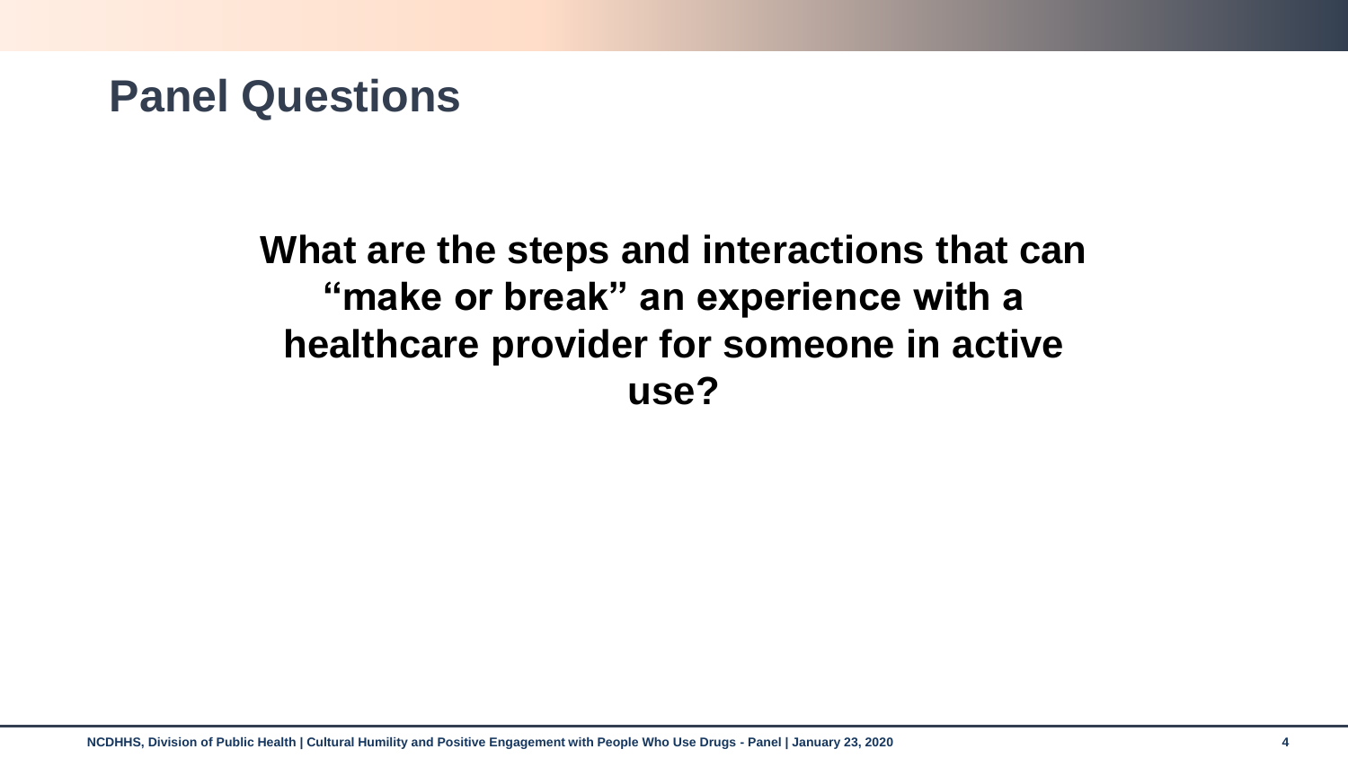# Panel Questions

**What are the steps and interactions that can "make or break" an experience with a healthcare provider for someone in active use?**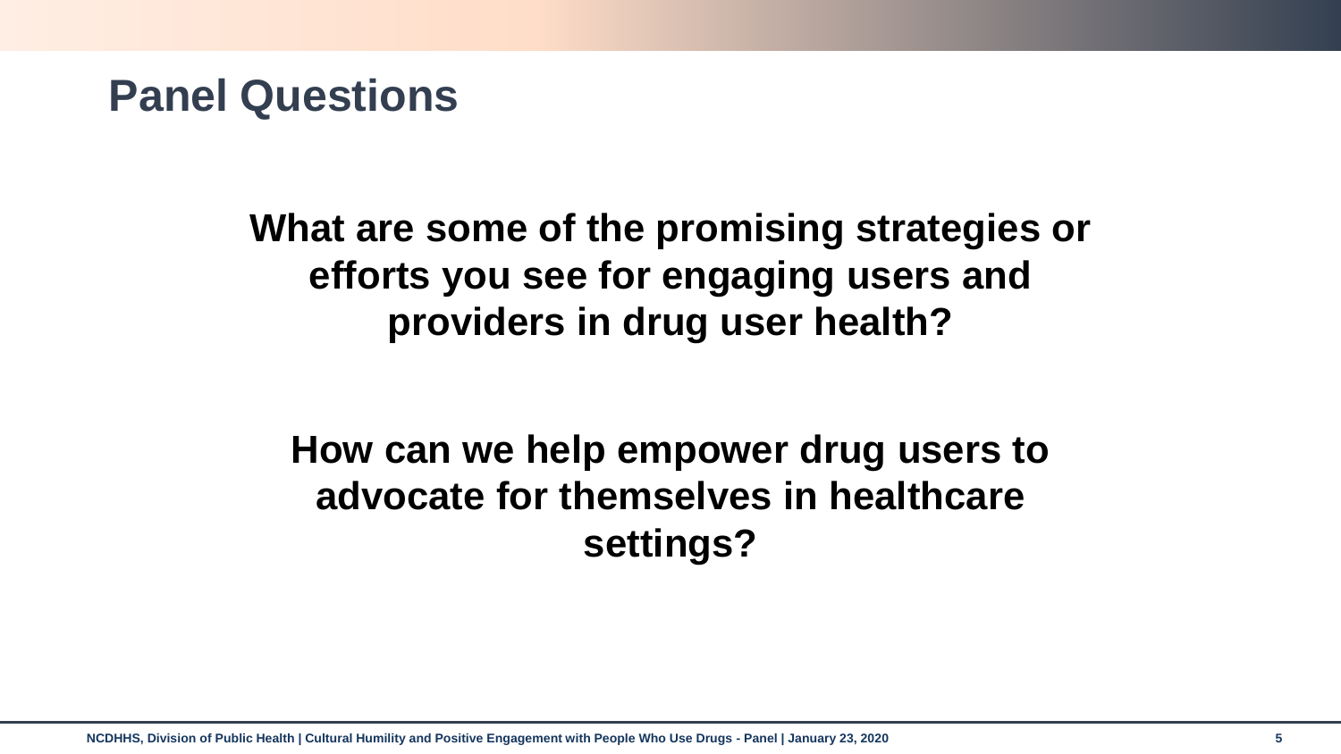# Panel Questions

**What are some of the promising strategies or efforts you see for engaging users and providers in drug user health?**

**How can we help empower drug users to advocate for themselves in healthcare settings?**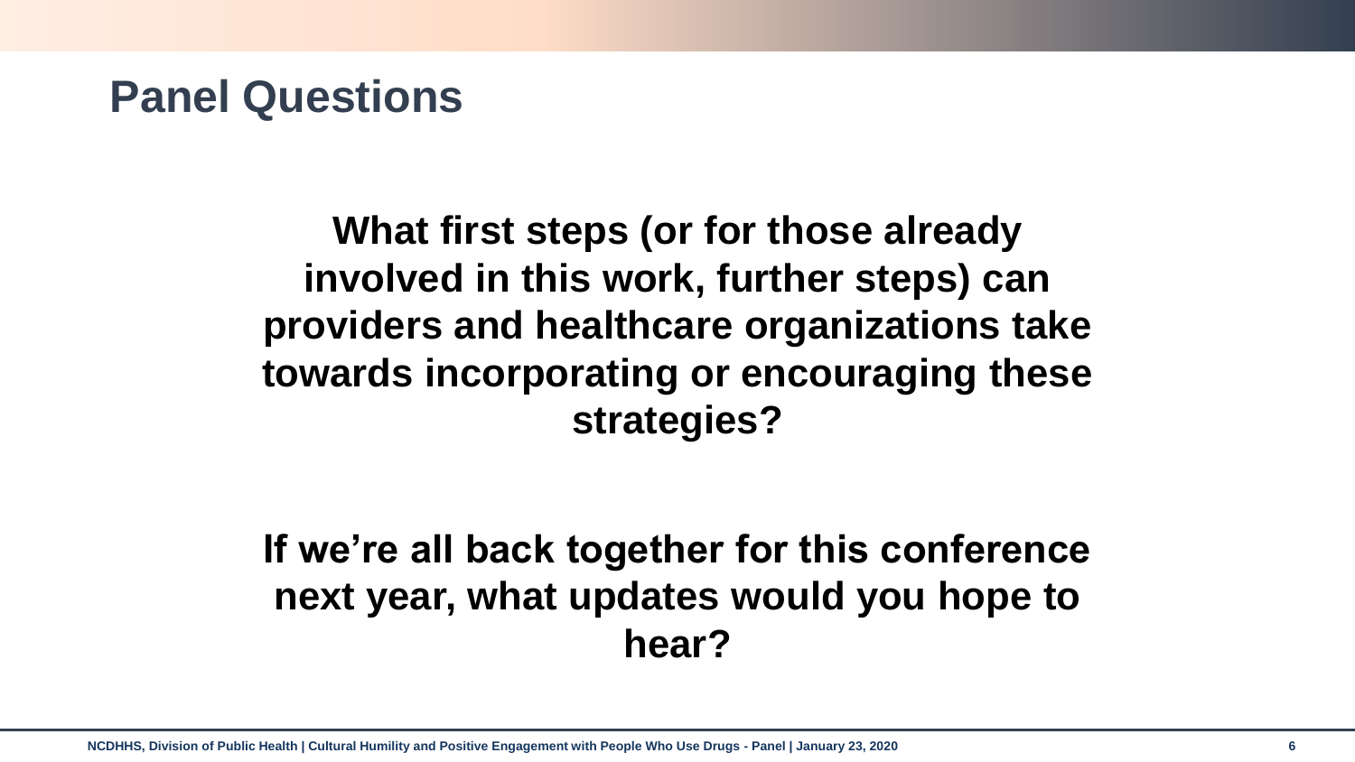# Panel Questions

**What first steps (or for those already involved in this work, further steps) can providers and healthcare organizations take towards incorporating or encouraging these strategies?**

**If we're all back together for this conference next year, what updates would you hope to hear?**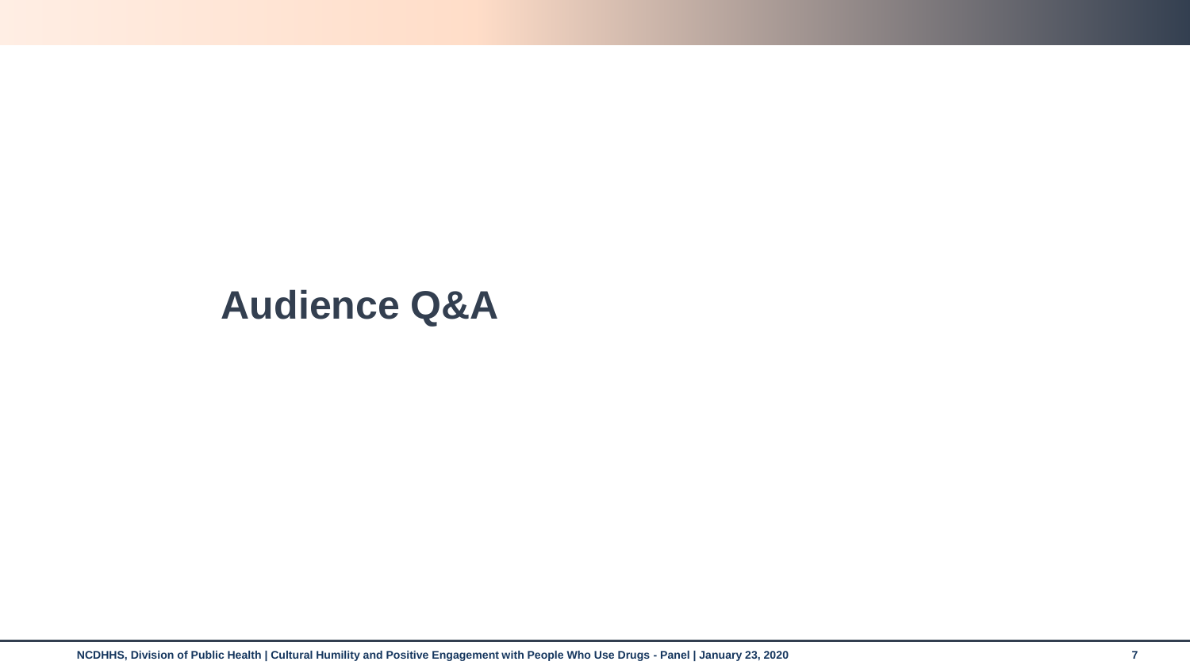# Audience Q&A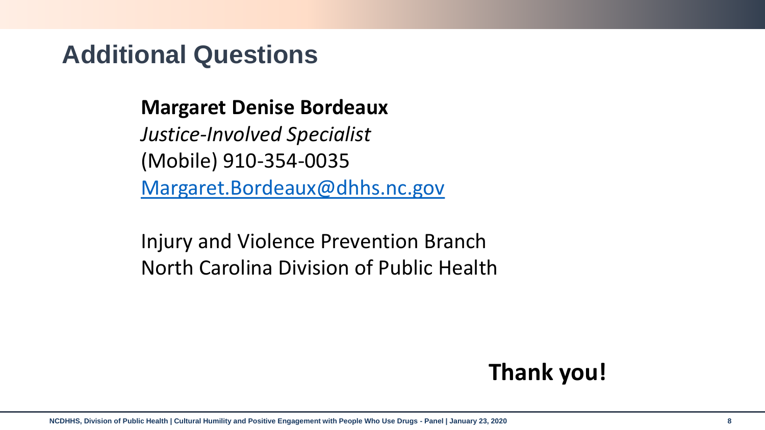# Additional Questions

**Margaret Denise Bordeaux**
*Justice-Involved Specialist*
(Mobile) 910-354-0035
[Margaret.Bordeaux@dhhs.nc.gov](mailto:Margaret.Bordeaux@dhhs.nc.gov)

Injury and Violence Prevention Branch
North Carolina Division of Public Health

**Thank you!**